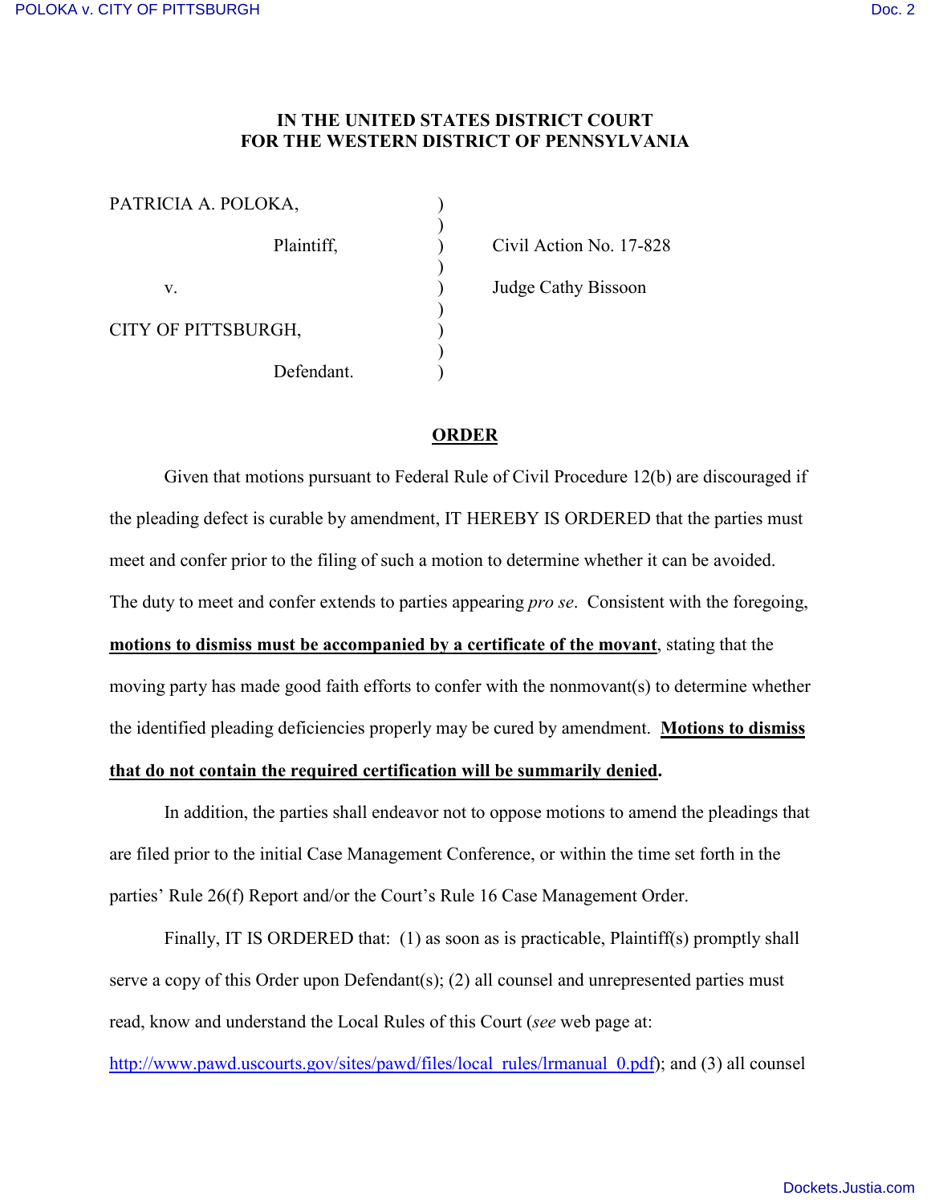**IN THE UNITED STATES DISTRICT COURT**
**FOR THE WESTERN DISTRICT OF PENNSYLVANIA**

| | | |
|---|---|---|
| PATRICIA A. POLOKA, | ) | |
| | ) | |
| Plaintiff, | ) | Civil Action No. 17-828 |
| | ) | |
| v. | ) | Judge Cathy Bissoon |
| | ) | |
| CITY OF PITTSBURGH, | ) | |
| | ) | |
| Defendant. | ) | |

## ORDER

Given that motions pursuant to Federal Rule of Civil Procedure 12(b) are discouraged if the pleading defect is curable by amendment, IT HEREBY IS ORDERED that the parties must meet and confer prior to the filing of such a motion to determine whether it can be avoided. The duty to meet and confer extends to parties appearing *pro se*. Consistent with the foregoing, **motions to dismiss must be accompanied by a certificate of the movant**, stating that the moving party has made good faith efforts to confer with the nonmovant(s) to determine whether the identified pleading deficiencies properly may be cured by amendment. **Motions to dismiss that do not contain the required certification will be summarily denied.**

In addition, the parties shall endeavor not to oppose motions to amend the pleadings that are filed prior to the initial Case Management Conference, or within the time set forth in the parties' Rule 26(f) Report and/or the Court's Rule 16 Case Management Order.

Finally, IT IS ORDERED that: (1) as soon as is practicable, Plaintiff(s) promptly shall serve a copy of this Order upon Defendant(s); (2) all counsel and unrepresented parties must read, know and understand the Local Rules of this Court (*see* web page at: http://www.pawd.uscourts.gov/sites/pawd/files/local_rules/lrmanual_0.pdf); and (3) all counsel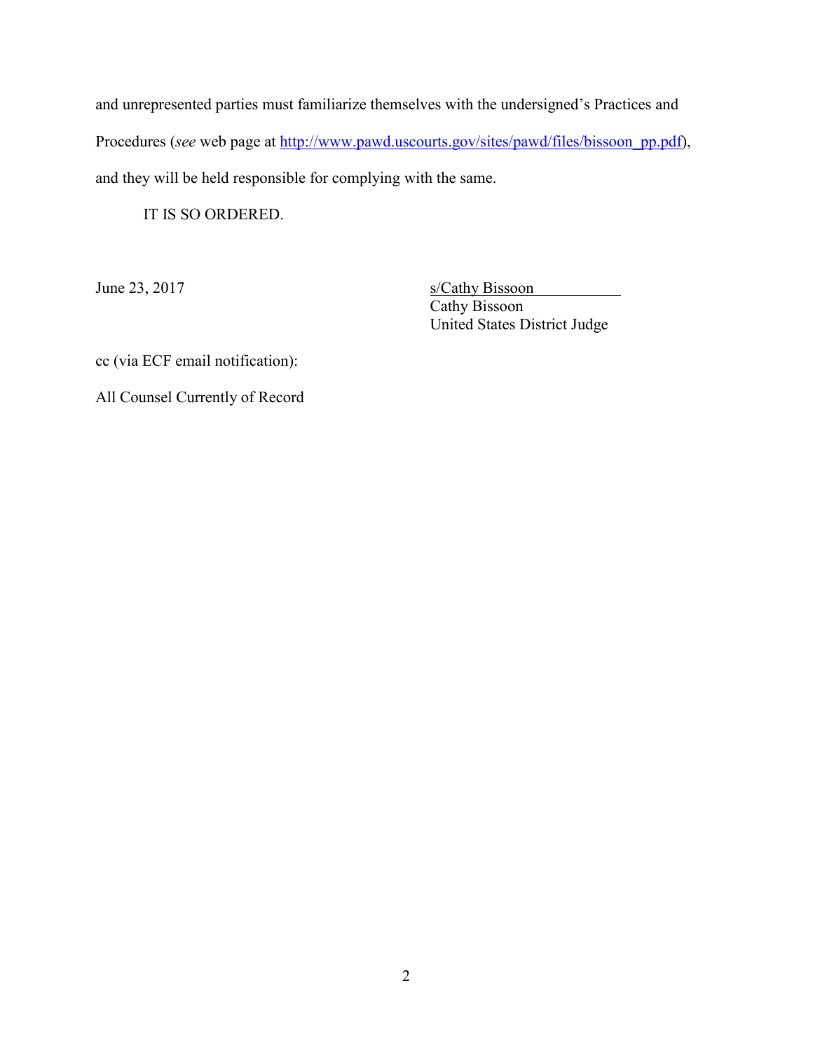and unrepresented parties must familiarize themselves with the undersigned's Practices and Procedures (*see* web page at http://www.pawd.uscourts.gov/sites/pawd/files/bissoon_pp.pdf), and they will be held responsible for complying with the same.

IT IS SO ORDERED.

June 23, 2017

s/Cathy Bissoon
Cathy Bissoon
United States District Judge

cc (via ECF email notification):

All Counsel Currently of Record